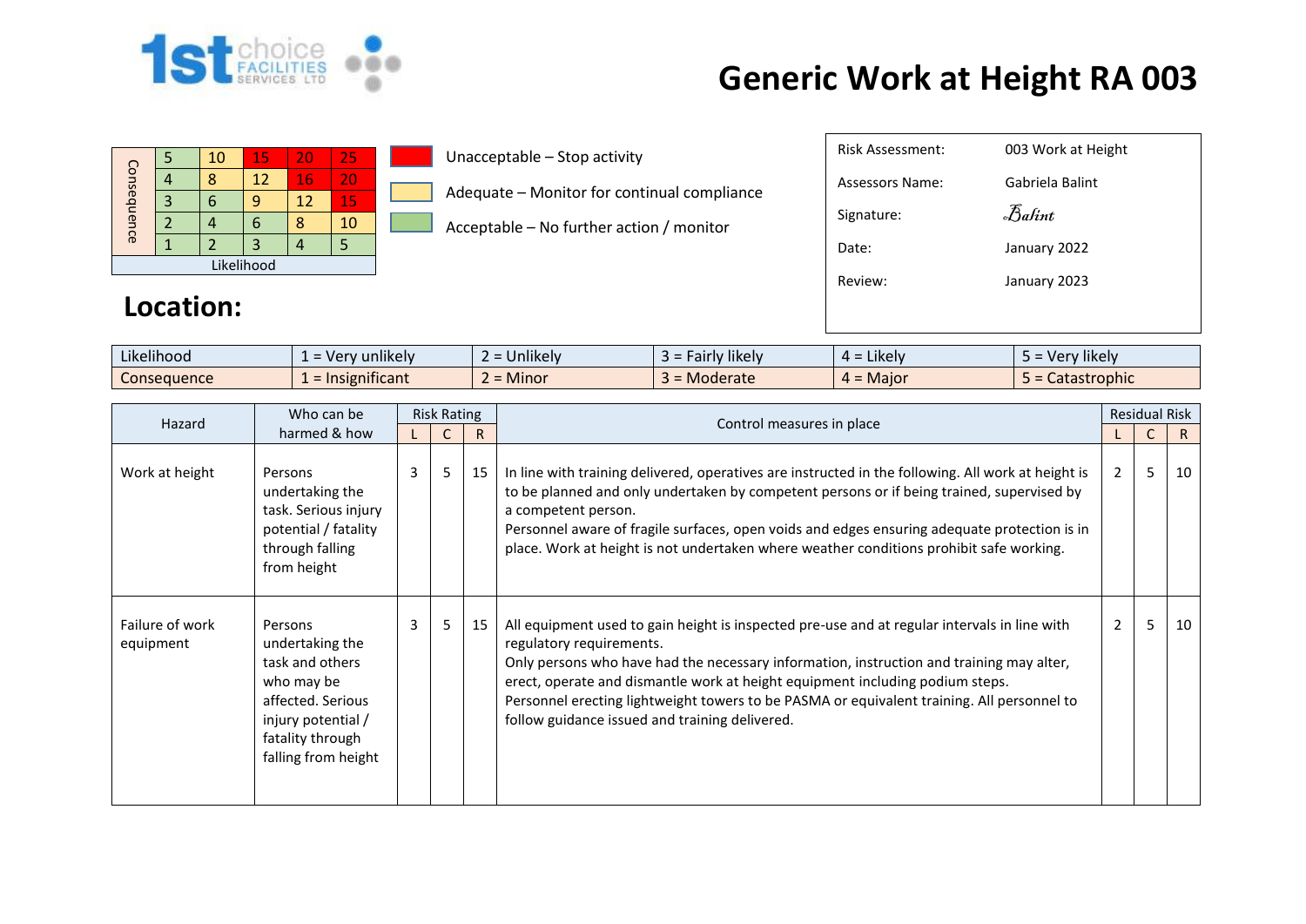1st choice FACILITIES SERVICES LTD

# Generic Work at Height RA 003

| Consequence | | | | | |
|---|---|---|---|---|---|
| | 5 | 10 | 15 | 20 | 25 |
| | 4 | 8 | 12 | 16 | 20 |
| | 3 | 6 | 9 | 12 | 15 |
| | 2 | 4 | 6 | 8 | 10 |
| | 1 | 2 | 3 | 4 | 5 |
| Likelihood | | | | | |

- Unacceptable – Stop activity
- Adequate – Monitor for continual compliance
- Acceptable – No further action / monitor

| | |
|---|---|
| Risk Assessment: | 003 Work at Height |
| Assessors Name: | Gabriela Balint |
| Signature: | Balint |
| Date: | January 2022 |
| Review: | January 2023 |

## Location:

| | | | | | |
|---|---|---|---|---|---|
| Likelihood | 1 = Very unlikely | 2 = Unlikely | 3 = Fairly likely | 4 = Likely | 5 = Very likely |
| Consequence | 1 = Insignificant | 2 = Minor | 3 = Moderate | 4 = Major | 5 = Catastrophic |

| Hazard | Who can be harmed & how | Risk Rating | | | Control measures in place | Residual Risk | | |
|---|---|---|---|---|---|---|---|---|
| | | L | C | R | | L | C | R |
| Work at height | Persons undertaking the task. Serious injury potential / fatality through falling from height | 3 | 5 | 15 | In line with training delivered, operatives are instructed in the following. All work at height is to be planned and only undertaken by competent persons or if being trained, supervised by a competent person.<br>Personnel aware of fragile surfaces, open voids and edges ensuring adequate protection is in place. Work at height is not undertaken where weather conditions prohibit safe working. | 2 | 5 | 10 |
| Failure of work equipment | Persons undertaking the task and others who may be affected. Serious injury potential / fatality through falling from height | 3 | 5 | 15 | All equipment used to gain height is inspected pre-use and at regular intervals in line with regulatory requirements.<br>Only persons who have had the necessary information, instruction and training may alter, erect, operate and dismantle work at height equipment including podium steps.<br>Personnel erecting lightweight towers to be PASMA or equivalent training. All personnel to follow guidance issued and training delivered. | 2 | 5 | 10 |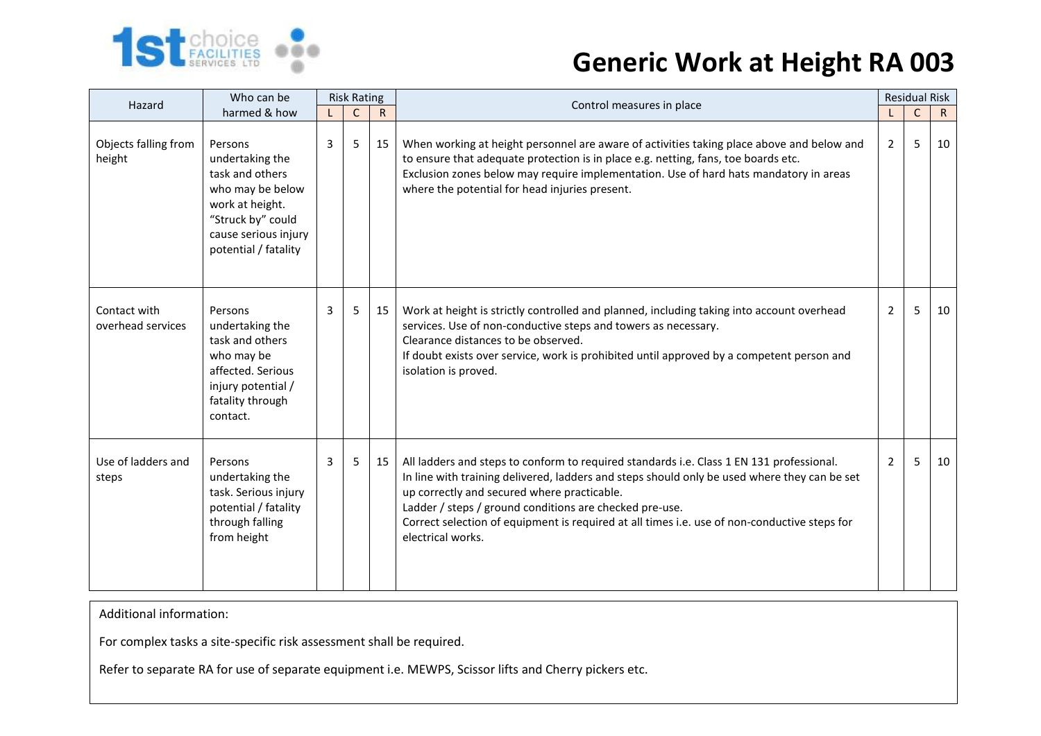# Generic Work at Height RA 003

| Hazard | Who can be harmed & how | Risk Rating | | | Control measures in place | Residual Risk | | |
|---|---|---|---|---|---|---|---|---|
| | | L | C | R | | L | C | R |
| Objects falling from height | Persons undertaking the task and others who may be below work at height. "Struck by" could cause serious injury potential / fatality | 3 | 5 | 15 | When working at height personnel are aware of activities taking place above and below and to ensure that adequate protection is in place e.g. netting, fans, toe boards etc. Exclusion zones below may require implementation. Use of hard hats mandatory in areas where the potential for head injuries present. | 2 | 5 | 10 |
| Contact with overhead services | Persons undertaking the task and others who may be affected. Serious injury potential / fatality through contact. | 3 | 5 | 15 | Work at height is strictly controlled and planned, including taking into account overhead services. Use of non-conductive steps and towers as necessary. Clearance distances to be observed. If doubt exists over service, work is prohibited until approved by a competent person and isolation is proved. | 2 | 5 | 10 |
| Use of ladders and steps | Persons undertaking the task. Serious injury potential / fatality through falling from height | 3 | 5 | 15 | All ladders and steps to conform to required standards i.e. Class 1 EN 131 professional. In line with training delivered, ladders and steps should only be used where they can be set up correctly and secured where practicable. Ladder / steps / ground conditions are checked pre-use. Correct selection of equipment is required at all times i.e. use of non-conductive steps for electrical works. | 2 | 5 | 10 |

Additional information:

For complex tasks a site-specific risk assessment shall be required.

Refer to separate RA for use of separate equipment i.e. MEWPS, Scissor lifts and Cherry pickers etc.